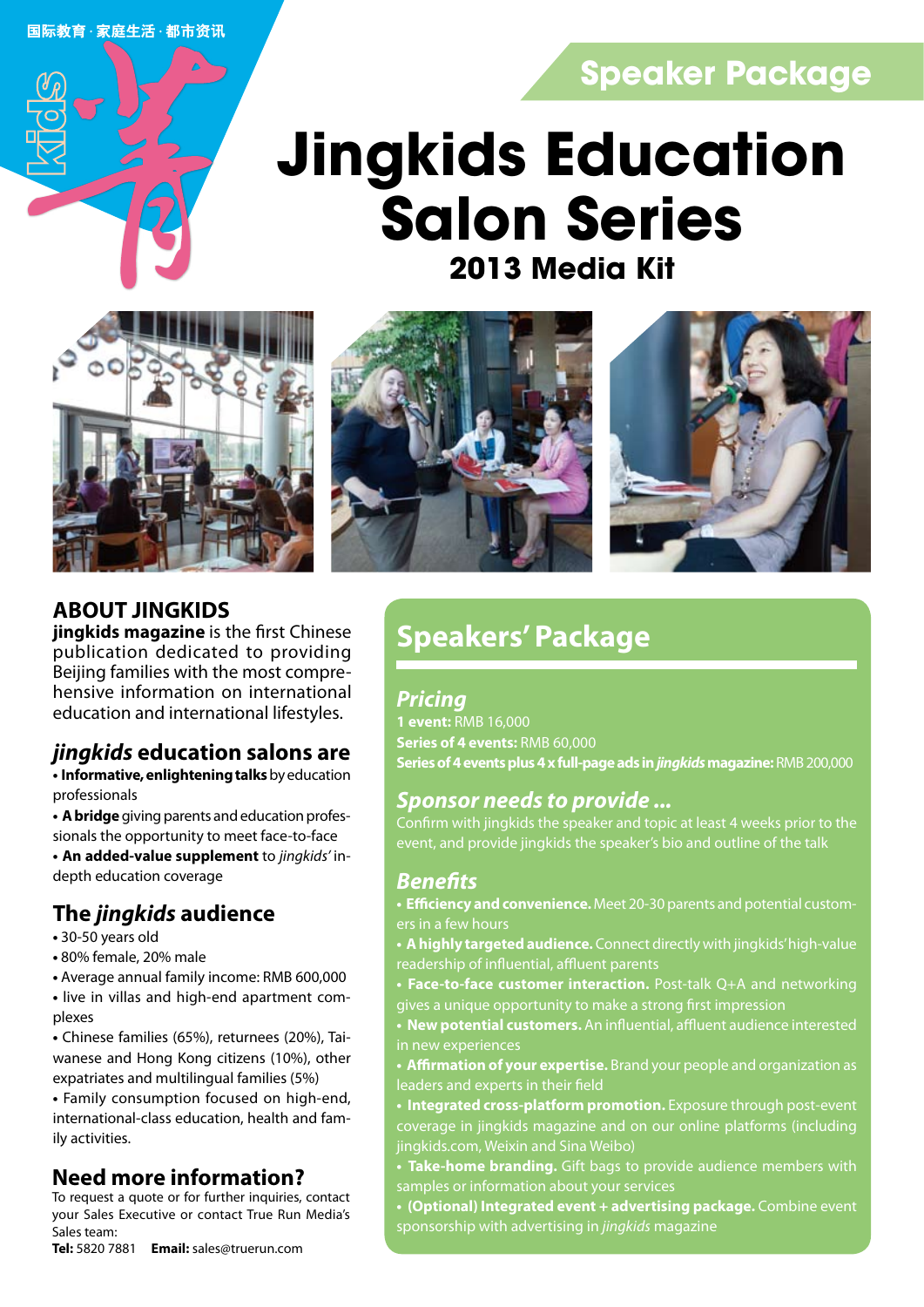国际教育 · 家庭生活 · 都市资讯

Speaker Package

# Jingkids Education Salon Series

## 2013 Media Kit

## ABOUT JINGKIDS

**jingkids magazine** is the first Chinese publication dedicated to providing Beijing families with the most comprehensive information on international education and international lifestyles.

### *jingkids* education salons are

- **Informative, enlightening talks** by education professionals
- **A bridge** giving parents and education professionals the opportunity to meet face-to-face
- **An added-value supplement** to *jingkids'* in-depth education coverage

### The *jingkids* audience

- 30-50 years old
- 80% female, 20% male
- Average annual family income: RMB 600,000
- live in villas and high-end apartment complexes
- Chinese families (65%), returnees (20%), Taiwanese and Hong Kong citizens (10%), other expatriates and multilingual families (5%)
- Family consumption focused on high-end, international-class education, health and family activities.

### Need more information?

To request a quote or for further inquiries, contact your Sales Executive or contact True Run Media's Sales team:
**Tel:** 5820 7881 **Email:** sales@truerun.com

## Speakers' Package

### *Pricing*

**1 event:** RMB 16,000
**Series of 4 events:** RMB 60,000
**Series of 4 events plus 4 x full-page ads in *jingkids* magazine:** RMB 200,000

### *Sponsor needs to provide ...*

Confirm with jingkids the speaker and topic at least 4 weeks prior to the event, and provide jingkids the speaker's bio and outline of the talk

### *Benefits*

- **Efficiency and convenience.** Meet 20-30 parents and potential customers in a few hours
- **A highly targeted audience.** Connect directly with jingkids' high-value readership of influential, affluent parents
- **Face-to-face customer interaction.** Post-talk Q+A and networking gives a unique opportunity to make a strong first impression
- **New potential customers.** An influential, affluent audience interested in new experiences
- **Affirmation of your expertise.** Brand your people and organization as leaders and experts in their field
- **Integrated cross-platform promotion.** Exposure through post-event coverage in jingkids magazine and on our online platforms (including jingkids.com, Weixin and Sina Weibo)
- **Take-home branding.** Gift bags to provide audience members with samples or information about your services
- **(Optional) Integrated event + advertising package.** Combine event sponsorship with advertising in *jingkids* magazine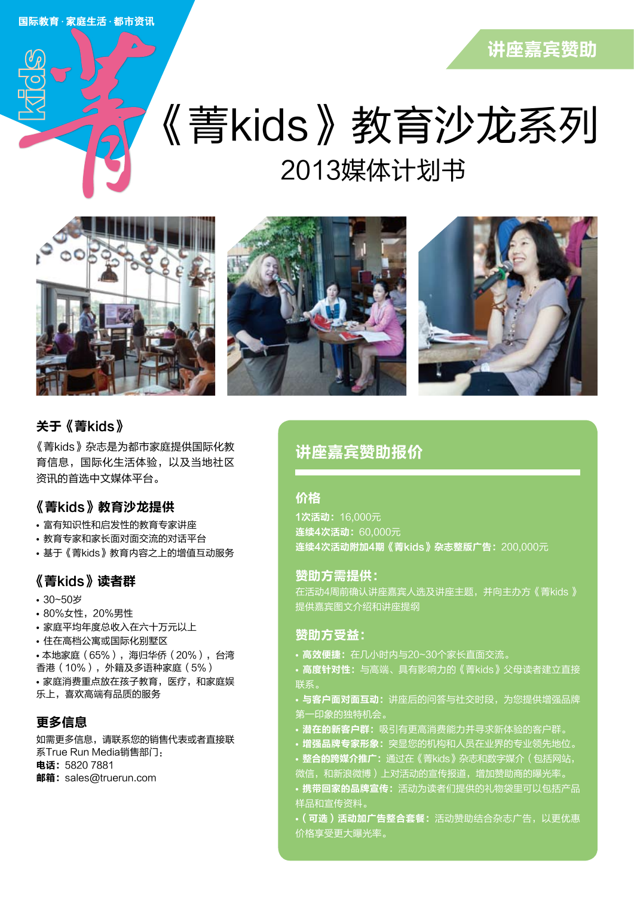国际教育 · 家庭生活 · 都市资讯

讲座嘉宾赞助

# 《菁kids》教育沙龙系列

## 2013媒体计划书

### 关于《菁kids》

《菁kids》杂志是为都市家庭提供国际化教育信息，国际化生活体验，以及当地社区资讯的首选中文媒体平台。

### 《菁kids》教育沙龙提供

- 富有知识性和启发性的教育专家讲座
- 教育专家和家长面对面交流的对话平台
- 基于《菁kids》教育内容之上的增值互动服务

### 《菁kids》读者群

- 30~50岁
- 80%女性，20%男性
- 家庭平均年度总收入在六十万元以上
- 住在高档公寓或国际化别墅区
- 本地家庭（65%），海归华侨（20%），台湾香港（10%），外籍及多语种家庭（5%）
- 家庭消费重点放在孩子教育，医疗，和家庭娱乐上，喜欢高端有品质的服务

### 更多信息

如需更多信息，请联系您的销售代表或者直接联系True Run Media销售部门：

**电话：** 5820 7881

**邮箱：** sales@truerun.com

## 讲座嘉宾赞助报价

### 价格

**1次活动：** 16,000元

**连续4次活动：** 60,000元

**连续4次活动附加4期《菁kids》杂志整版广告：** 200,000元

### 赞助方需提供：

在活动4周前确认讲座嘉宾人选及讲座主题，并向主办方《菁kids》提供嘉宾图文介绍和讲座提纲

### 赞助方受益：

- **高效便捷：** 在几小时内与20~30个家长直面交流。
- **高度针对性：** 与高端、具有影响力的《菁kids》父母读者建立直接联系。
- **与客户面对面互动：** 讲座后的问答与社交时段，为您提供增强品牌第一印象的独特机会。
- **潜在的新客户群：** 吸引有更高消费能力并寻求新体验的客户群。
- **增强品牌专家形象：** 突显您的机构和人员在业界的专业领先地位。
- **整合的跨媒介推广：** 通过在《菁kids》杂志和数字媒介（包括网站，微信，和新浪微博）上对活动的宣传报道，增加赞助商的曝光率。
- **携带回家的品牌宣传：** 活动为读者们提供的礼物袋里可以包括产品样品和宣传资料。
- **（可选）活动加广告整合套餐：** 活动赞助结合杂志广告，以更优惠价格享受更大曝光率。